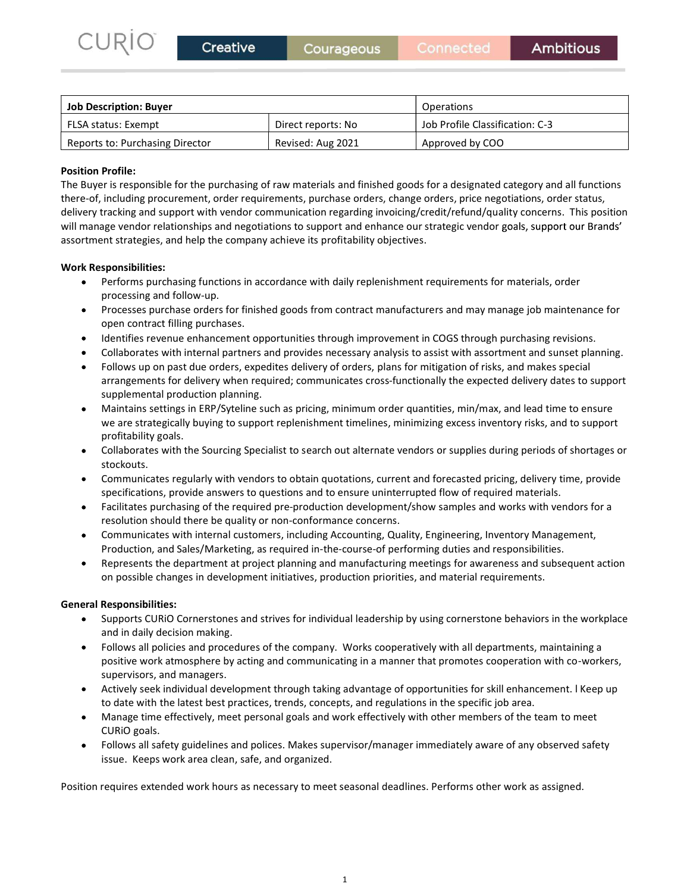CURiO | Creative | Courageous | Connected | Ambitious

| Job Description: Buyer | | Operations |
|---|---|---|
| FLSA status: Exempt | Direct reports: No | Job Profile Classification: C-3 |
| Reports to: Purchasing Director | Revised: Aug 2021 | Approved by COO |

**Position Profile:**

The Buyer is responsible for the purchasing of raw materials and finished goods for a designated category and all functions there-of, including procurement, order requirements, purchase orders, change orders, price negotiations, order status, delivery tracking and support with vendor communication regarding invoicing/credit/refund/quality concerns. This position will manage vendor relationships and negotiations to support and enhance our strategic vendor goals, support our Brands' assortment strategies, and help the company achieve its profitability objectives.

**Work Responsibilities:**

- Performs purchasing functions in accordance with daily replenishment requirements for materials, order processing and follow-up.
- Processes purchase orders for finished goods from contract manufacturers and may manage job maintenance for open contract filling purchases.
- Identifies revenue enhancement opportunities through improvement in COGS through purchasing revisions.
- Collaborates with internal partners and provides necessary analysis to assist with assortment and sunset planning.
- Follows up on past due orders, expedites delivery of orders, plans for mitigation of risks, and makes special arrangements for delivery when required; communicates cross-functionally the expected delivery dates to support supplemental production planning.
- Maintains settings in ERP/Syteline such as pricing, minimum order quantities, min/max, and lead time to ensure we are strategically buying to support replenishment timelines, minimizing excess inventory risks, and to support profitability goals.
- Collaborates with the Sourcing Specialist to search out alternate vendors or supplies during periods of shortages or stockouts.
- Communicates regularly with vendors to obtain quotations, current and forecasted pricing, delivery time, provide specifications, provide answers to questions and to ensure uninterrupted flow of required materials.
- Facilitates purchasing of the required pre-production development/show samples and works with vendors for a resolution should there be quality or non-conformance concerns.
- Communicates with internal customers, including Accounting, Quality, Engineering, Inventory Management, Production, and Sales/Marketing, as required in-the-course-of performing duties and responsibilities.
- Represents the department at project planning and manufacturing meetings for awareness and subsequent action on possible changes in development initiatives, production priorities, and material requirements.

**General Responsibilities:**

- Supports CURiO Cornerstones and strives for individual leadership by using cornerstone behaviors in the workplace and in daily decision making.
- Follows all policies and procedures of the company. Works cooperatively with all departments, maintaining a positive work atmosphere by acting and communicating in a manner that promotes cooperation with co-workers, supervisors, and managers.
- Actively seek individual development through taking advantage of opportunities for skill enhancement. l Keep up to date with the latest best practices, trends, concepts, and regulations in the specific job area.
- Manage time effectively, meet personal goals and work effectively with other members of the team to meet CURiO goals.
- Follows all safety guidelines and polices. Makes supervisor/manager immediately aware of any observed safety issue. Keeps work area clean, safe, and organized.

Position requires extended work hours as necessary to meet seasonal deadlines. Performs other work as assigned.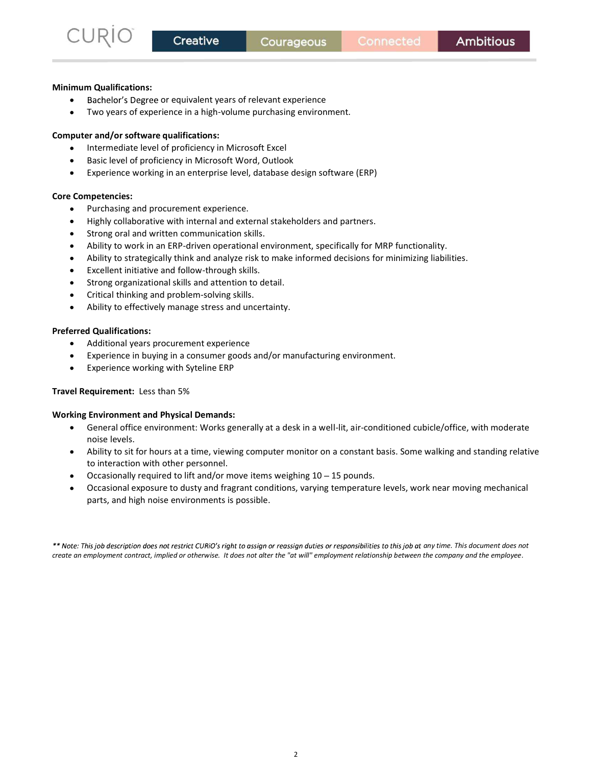**Minimum Qualifications:**

- Bachelor's Degree or equivalent years of relevant experience
- Two years of experience in a high-volume purchasing environment.

**Computer and/or software qualifications:**

- Intermediate level of proficiency in Microsoft Excel
- Basic level of proficiency in Microsoft Word, Outlook
- Experience working in an enterprise level, database design software (ERP)

**Core Competencies:**

- Purchasing and procurement experience.
- Highly collaborative with internal and external stakeholders and partners.
- Strong oral and written communication skills.
- Ability to work in an ERP-driven operational environment, specifically for MRP functionality.
- Ability to strategically think and analyze risk to make informed decisions for minimizing liabilities.
- Excellent initiative and follow-through skills.
- Strong organizational skills and attention to detail.
- Critical thinking and problem-solving skills.
- Ability to effectively manage stress and uncertainty.

**Preferred Qualifications:**

- Additional years procurement experience
- Experience in buying in a consumer goods and/or manufacturing environment.
- Experience working with Syteline ERP

**Travel Requirement:** Less than 5%

**Working Environment and Physical Demands:**

- General office environment: Works generally at a desk in a well-lit, air-conditioned cubicle/office, with moderate noise levels.
- Ability to sit for hours at a time, viewing computer monitor on a constant basis. Some walking and standing relative to interaction with other personnel.
- Occasionally required to lift and/or move items weighing 10 – 15 pounds.
- Occasional exposure to dusty and fragrant conditions, varying temperature levels, work near moving mechanical parts, and high noise environments is possible.

*\*\* Note: This job description does not restrict CURiO's right to assign or reassign duties or responsibilities to this job at any time. This document does not create an employment contract, implied or otherwise. It does not alter the "at will" employment relationship between the company and the employee.*